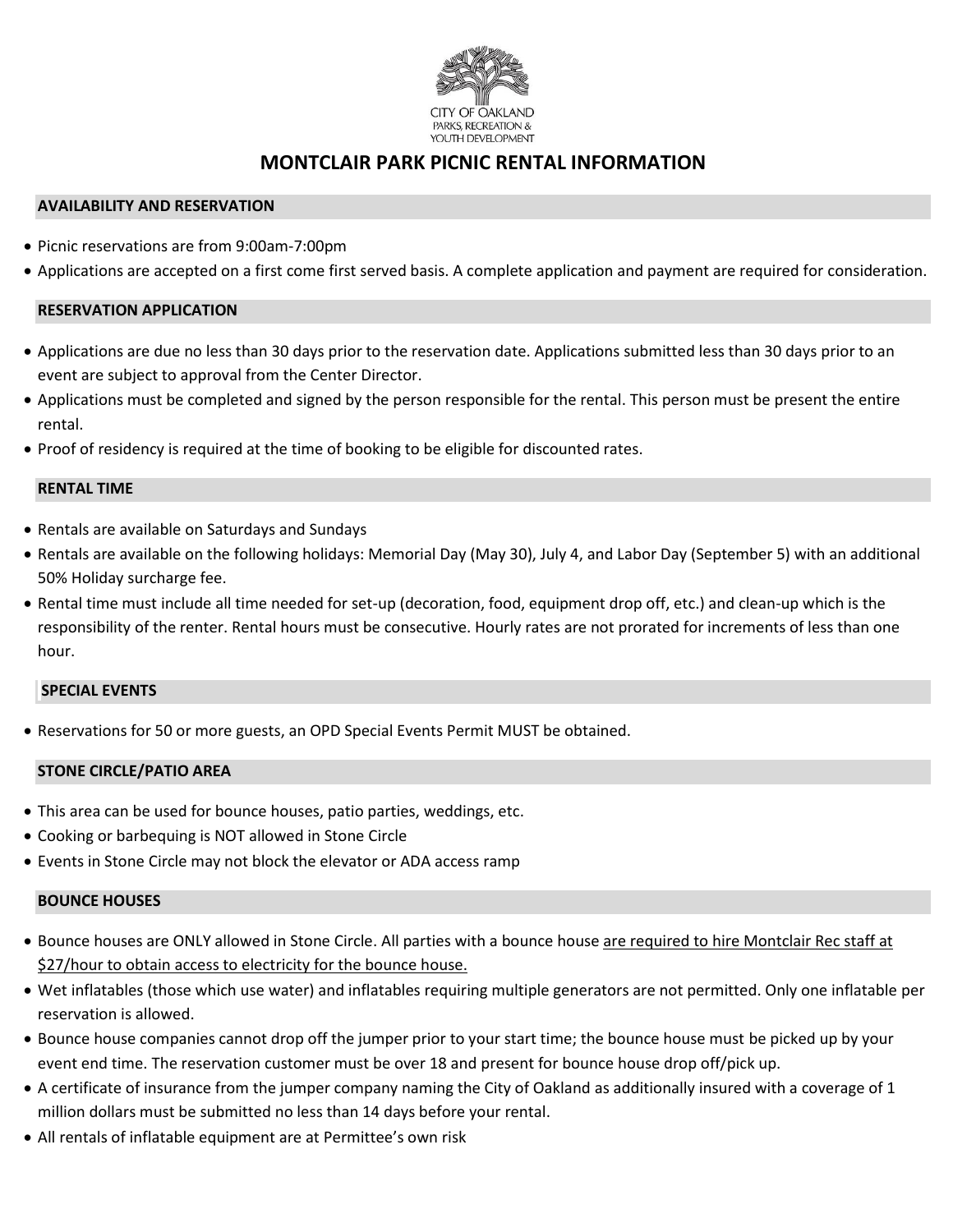CITY OF OAKLAND
PARKS, RECREATION &
YOUTH DEVELOPMENT

# MONTCLAIR PARK PICNIC RENTAL INFORMATION

## AVAILABILITY AND RESERVATION

- Picnic reservations are from 9:00am-7:00pm
- Applications are accepted on a first come first served basis. A complete application and payment are required for consideration.

## RESERVATION APPLICATION

- Applications are due no less than 30 days prior to the reservation date. Applications submitted less than 30 days prior to an event are subject to approval from the Center Director.
- Applications must be completed and signed by the person responsible for the rental. This person must be present the entire rental.
- Proof of residency is required at the time of booking to be eligible for discounted rates.

## RENTAL TIME

- Rentals are available on Saturdays and Sundays
- Rentals are available on the following holidays: Memorial Day (May 30), July 4, and Labor Day (September 5) with an additional 50% Holiday surcharge fee.
- Rental time must include all time needed for set-up (decoration, food, equipment drop off, etc.) and clean-up which is the responsibility of the renter. Rental hours must be consecutive. Hourly rates are not prorated for increments of less than one hour.

## SPECIAL EVENTS

- Reservations for 50 or more guests, an OPD Special Events Permit MUST be obtained.

## STONE CIRCLE/PATIO AREA

- This area can be used for bounce houses, patio parties, weddings, etc.
- Cooking or barbequing is NOT allowed in Stone Circle
- Events in Stone Circle may not block the elevator or ADA access ramp

## BOUNCE HOUSES

- Bounce houses are ONLY allowed in Stone Circle. All parties with a bounce house are required to hire Montclair Rec staff at $27/hour to obtain access to electricity for the bounce house.
- Wet inflatables (those which use water) and inflatables requiring multiple generators are not permitted. Only one inflatable per reservation is allowed.
- Bounce house companies cannot drop off the jumper prior to your start time; the bounce house must be picked up by your event end time. The reservation customer must be over 18 and present for bounce house drop off/pick up.
- A certificate of insurance from the jumper company naming the City of Oakland as additionally insured with a coverage of 1 million dollars must be submitted no less than 14 days before your rental.
- All rentals of inflatable equipment are at Permittee's own risk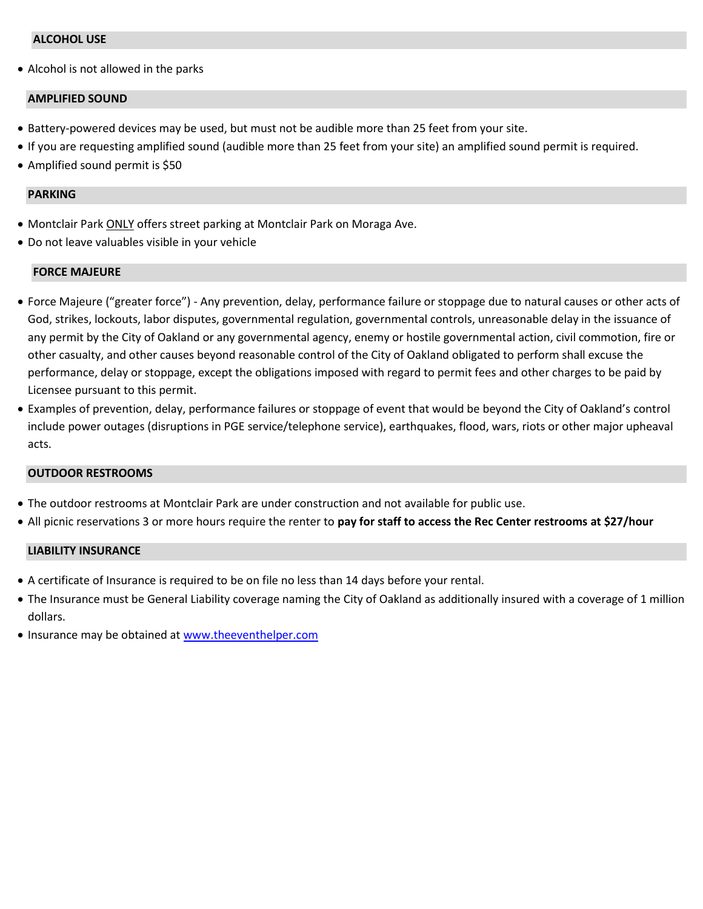## ALCOHOL USE

- Alcohol is not allowed in the parks

## AMPLIFIED SOUND

- Battery-powered devices may be used, but must not be audible more than 25 feet from your site.
- If you are requesting amplified sound (audible more than 25 feet from your site) an amplified sound permit is required.
- Amplified sound permit is $50

## PARKING

- Montclair Park ONLY offers street parking at Montclair Park on Moraga Ave.
- Do not leave valuables visible in your vehicle

## FORCE MAJEURE

- Force Majeure ("greater force") - Any prevention, delay, performance failure or stoppage due to natural causes or other acts of God, strikes, lockouts, labor disputes, governmental regulation, governmental controls, unreasonable delay in the issuance of any permit by the City of Oakland or any governmental agency, enemy or hostile governmental action, civil commotion, fire or other casualty, and other causes beyond reasonable control of the City of Oakland obligated to perform shall excuse the performance, delay or stoppage, except the obligations imposed with regard to permit fees and other charges to be paid by Licensee pursuant to this permit.
- Examples of prevention, delay, performance failures or stoppage of event that would be beyond the City of Oakland's control include power outages (disruptions in PGE service/telephone service), earthquakes, flood, wars, riots or other major upheaval acts.

## OUTDOOR RESTROOMS

- The outdoor restrooms at Montclair Park are under construction and not available for public use.
- All picnic reservations 3 or more hours require the renter to **pay for staff to access the Rec Center restrooms at $27/hour**

## LIABILITY INSURANCE

- A certificate of Insurance is required to be on file no less than 14 days before your rental.
- The Insurance must be General Liability coverage naming the City of Oakland as additionally insured with a coverage of 1 million dollars.
- Insurance may be obtained at [www.theeventhelper.com](http://www.theeventhelper.com)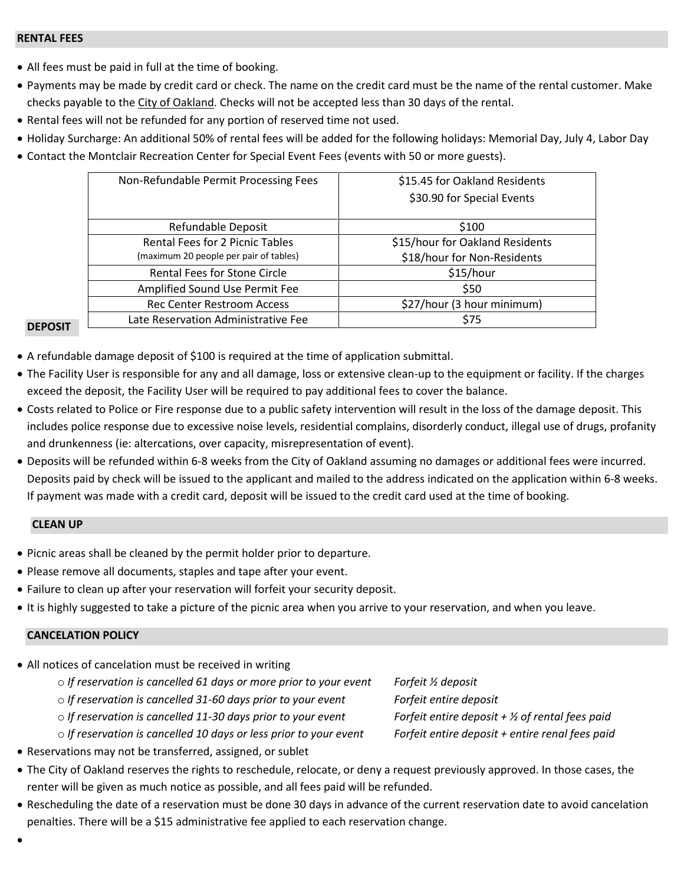## RENTAL FEES

- All fees must be paid in full at the time of booking.
- Payments may be made by credit card or check. The name on the credit card must be the name of the rental customer. Make checks payable to the City of Oakland. Checks will not be accepted less than 30 days of the rental.
- Rental fees will not be refunded for any portion of reserved time not used.
- Holiday Surcharge: An additional 50% of rental fees will be added for the following holidays: Memorial Day, July 4, Labor Day
- Contact the Montclair Recreation Center for Special Event Fees (events with 50 or more guests).

| Non-Refundable Permit Processing Fees | $15.45 for Oakland Residents<br>$30.90 for Special Events |
|---|---|
| Refundable Deposit | $100 |
| Rental Fees for 2 Picnic Tables<br>(maximum 20 people per pair of tables) | $15/hour for Oakland Residents<br>$18/hour for Non-Residents |
| Rental Fees for Stone Circle | $15/hour |
| Amplified Sound Use Permit Fee | $50 |
| Rec Center Restroom Access | $27/hour (3 hour minimum) |
| Late Reservation Administrative Fee | $75 |

## DEPOSIT

- A refundable damage deposit of $100 is required at the time of application submittal.
- The Facility User is responsible for any and all damage, loss or extensive clean-up to the equipment or facility. If the charges exceed the deposit, the Facility User will be required to pay additional fees to cover the balance.
- Costs related to Police or Fire response due to a public safety intervention will result in the loss of the damage deposit. This includes police response due to excessive noise levels, residential complains, disorderly conduct, illegal use of drugs, profanity and drunkenness (ie: altercations, over capacity, misrepresentation of event).
- Deposits will be refunded within 6-8 weeks from the City of Oakland assuming no damages or additional fees were incurred. Deposits paid by check will be issued to the applicant and mailed to the address indicated on the application within 6-8 weeks. If payment was made with a credit card, deposit will be issued to the credit card used at the time of booking.

## CLEAN UP

- Picnic areas shall be cleaned by the permit holder prior to departure.
- Please remove all documents, staples and tape after your event.
- Failure to clean up after your reservation will forfeit your security deposit.
- It is highly suggested to take a picture of the picnic area when you arrive to your reservation, and when you leave.

## CANCELATION POLICY

- All notices of cancelation must be received in writing
  - *If reservation is cancelled 61 days or more prior to your event* — *Forfeit ½ deposit*
  - *If reservation is cancelled 31-60 days prior to your event* — *Forfeit entire deposit*
  - *If reservation is cancelled 11-30 days prior to your event* — *Forfeit entire deposit + ½ of rental fees paid*
  - *If reservation is cancelled 10 days or less prior to your event* — *Forfeit entire deposit + entire renal fees paid*
- Reservations may not be transferred, assigned, or sublet
- The City of Oakland reserves the rights to reschedule, relocate, or deny a request previously approved. In those cases, the renter will be given as much notice as possible, and all fees paid will be refunded.
- Rescheduling the date of a reservation must be done 30 days in advance of the current reservation date to avoid cancelation penalties. There will be a $15 administrative fee applied to each reservation change.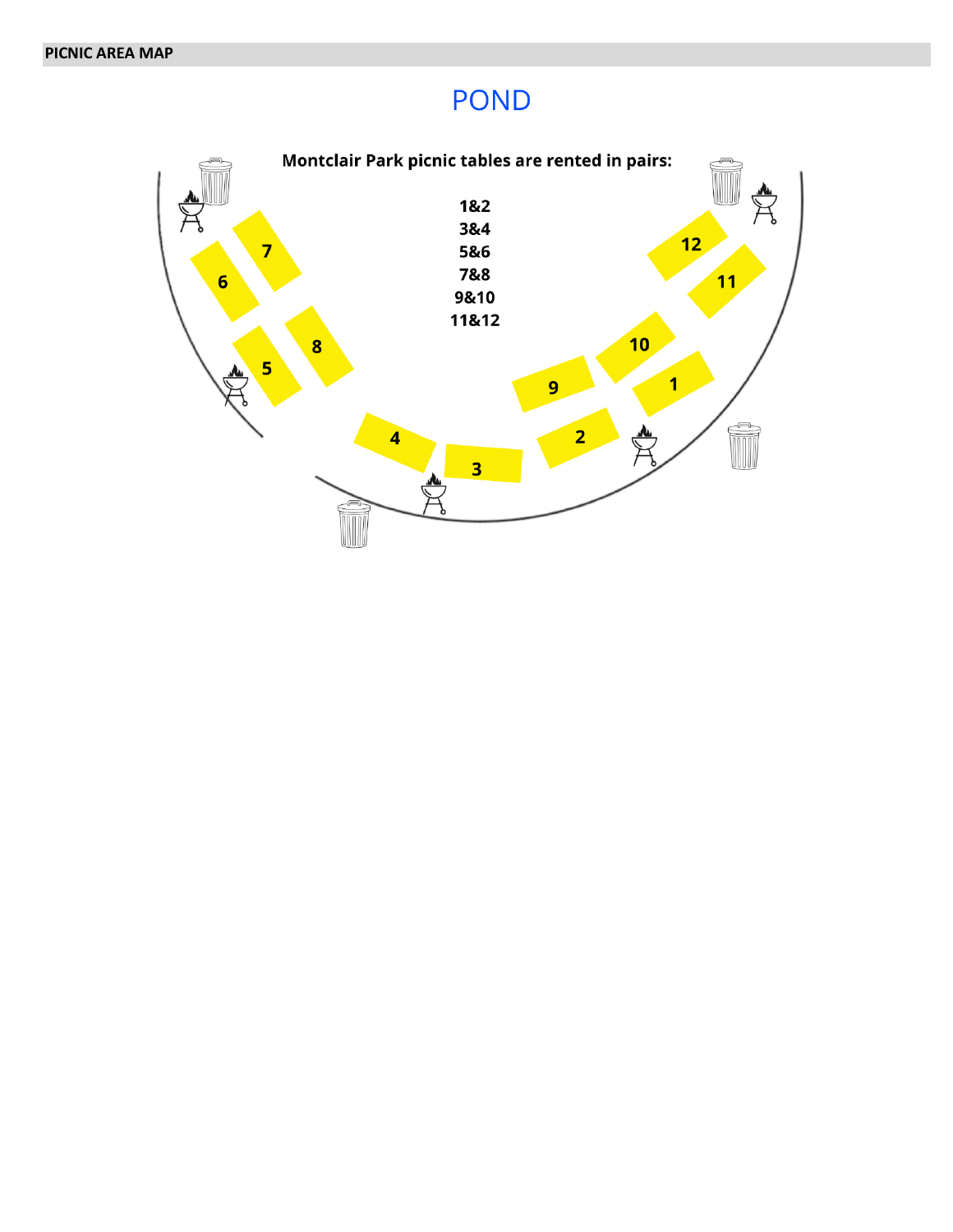## PICNIC AREA MAP

POND

**Montclair Park picnic tables are rented in pairs:**

**1&2**
**3&4**
**5&6**
**7&8**
**9&10**
**11&12**

7

6

8

5

12

11

10

9

1

4

3

2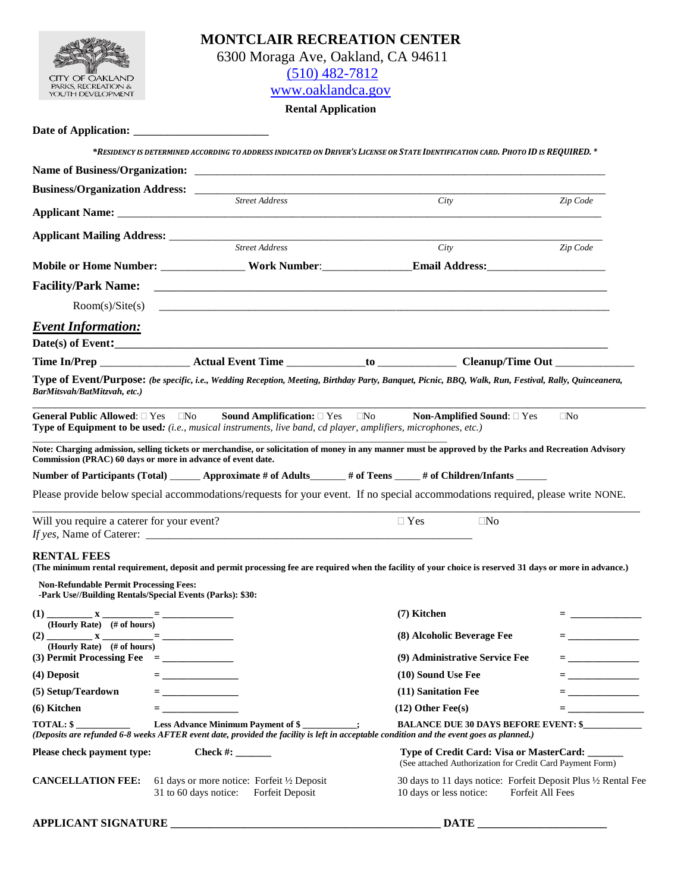CITY OF OAKLAND
PARKS, RECREATION & YOUTH DEVELOPMENT

# MONTCLAIR RECREATION CENTER

6300 Moraga Ave, Oakland, CA 94611
(510) 482-7812
www.oaklandca.gov

**Rental Application**

**Date of Application:** ________________________

***RESIDENCY IS DETERMINED ACCORDING TO ADDRESS INDICATED ON DRIVER'S LICENSE OR STATE IDENTIFICATION CARD. PHOTO ID IS REQUIRED.***

**Name of Business/Organization:** ________________________________________________________________

**Business/Organization Address:** ________________________________________________________________
*Street Address* *City* *Zip Code*

**Applicant Name:** ________________________________________________________________

**Applicant Mailing Address:** ________________________________________________________________
*Street Address* *City* *Zip Code*

**Mobile or Home Number:** ______________ **Work Number**:______________ **Email Address:**____________________

**Facility/Park Name:** ________________________________________________________________

Room(s)/Site(s) ________________________________________________________________

## *Event Information:*

**Date(s) of Event:**________________________________________________________________

**Time In/Prep** _______________ **Actual Event Time** _____________**to** _____________ **Cleanup/Time Out** _____________

**Type of Event/Purpose:** ***(be specific, i.e., Wedding Reception, Meeting, Birthday Party, Banquet, Picnic, BBQ, Walk, Run, Festival, Rally, Quinceanera, BarMitsvah/BatMitzvah, etc.)***

________________________________________________________________

**General Public Allowed**: ☐ Yes ☐No **Sound Amplification:** ☐ Yes ☐No **Non-Amplified Sound**: ☐ Yes ☐No
**Type of Equipment to be used***: (i.e., musical instruments, live band, cd player, amplifiers, microphones, etc.)*

________________________________________________________________

**Note: Charging admission, selling tickets or merchandise, or solicitation of money in any manner must be approved by the Parks and Recreation Advisory Commission (PRAC) 60 days or more in advance of event date.**

**Number of Participants (Total)** ______ **Approximate # of Adults**______ **# of Teens** _____ **# of Children/Infants** ______

Please provide below special accommodations/requests for your event. If no special accommodations required, please write NONE.

________________________________________________________________

Will you require a caterer for your event? ☐ Yes ☐No
*If yes,* Name of Caterer: ________________________________________________________________

## RENTAL FEES

**(The minimum rental requirement, deposit and permit processing fee are required when the facility of your choice is reserved 31 days or more in advance.)**

**Non-Refundable Permit Processing Fees:**
**-Park Use//Building Rentals/Special Events (Parks): $30:**

**(1)** ________ **x** _________ **=** _____________ (Hourly Rate) (# of hours)

**(2)** ________ **x** _________ **=** _____________ (Hourly Rate) (# of hours)

**(3) Permit Processing Fee** = _____________

**(4) Deposit** = _____________

**(5) Setup/Teardown** = _____________

**(6) Kitchen** = _____________

**(7) Kitchen** = _____________

**(8) Alcoholic Beverage Fee** = _____________

**(9) Administrative Service Fee** = _____________

**(10) Sound Use Fee** = _____________

**(11) Sanitation Fee** = _____________

**(12) Other Fee(s)** = _____________

**TOTAL: $** __________ **Less Advance Minimum Payment of $** __________**;** **BALANCE DUE 30 DAYS BEFORE EVENT: $**___________
***(Deposits are refunded 6-8 weeks AFTER event date, provided the facility is left in acceptable condition and the event goes as planned.)***

**Please check payment type:** **Check #:** _______ **Type of Credit Card: Visa or MasterCard:** _______
(See attached Authorization for Credit Card Payment Form)

**CANCELLATION FEE:**
61 days or more notice: Forfeit ½ Deposit
31 to 60 days notice: Forfeit Deposit
30 days to 11 days notice: Forfeit Deposit Plus ½ Rental Fee
10 days or less notice: Forfeit All Fees

**APPLICANT SIGNATURE** ______________________________________________ **DATE** ______________________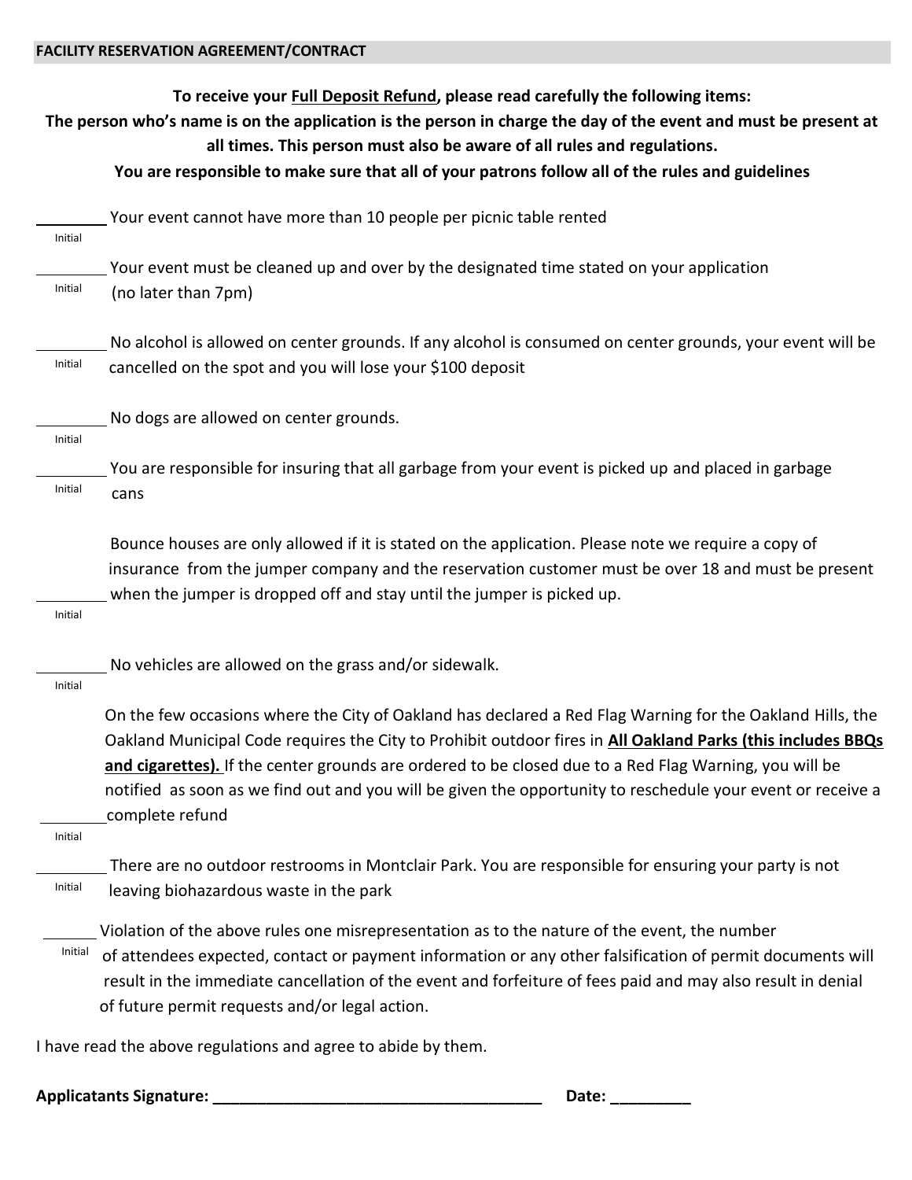## FACILITY RESERVATION AGREEMENT/CONTRACT

**To receive your <u>Full Deposit Refund</u>, please read carefully the following items:**

**The person who's name is on the application is the person in charge the day of the event and must be present at all times. This person must also be aware of all rules and regulations.**

**You are responsible to make sure that all of your patrons follow all of the rules and guidelines**

________ Your event cannot have more than 10 people per picnic table rented
Initial

________ Your event must be cleaned up and over by the designated time stated on your application (no later than 7pm)
Initial

________ No alcohol is allowed on center grounds. If any alcohol is consumed on center grounds, your event will be cancelled on the spot and you will lose your $100 deposit
Initial

________ No dogs are allowed on center grounds.
Initial

________ You are responsible for insuring that all garbage from your event is picked up and placed in garbage cans
Initial

________ Bounce houses are only allowed if it is stated on the application. Please note we require a copy of insurance from the jumper company and the reservation customer must be over 18 and must be present when the jumper is dropped off and stay until the jumper is picked up.
Initial

________ No vehicles are allowed on the grass and/or sidewalk.
Initial

________ On the few occasions where the City of Oakland has declared a Red Flag Warning for the Oakland Hills, the Oakland Municipal Code requires the City to Prohibit outdoor fires in **<u>All Oakland Parks (this includes BBQs and cigarettes).</u>** If the center grounds are ordered to be closed due to a Red Flag Warning, you will be notified as soon as we find out and you will be given the opportunity to reschedule your event or receive a complete refund
Initial

________ There are no outdoor restrooms in Montclair Park. You are responsible for ensuring your party is not leaving biohazardous waste in the park
Initial

________ Violation of the above rules one misrepresentation as to the nature of the event, the number of attendees expected, contact or payment information or any other falsification of permit documents will result in the immediate cancellation of the event and forfeiture of fees paid and may also result in denial of future permit requests and/or legal action.
Initial

I have read the above regulations and agree to abide by them.

**Applicatants Signature: ______________________________________ Date: _________**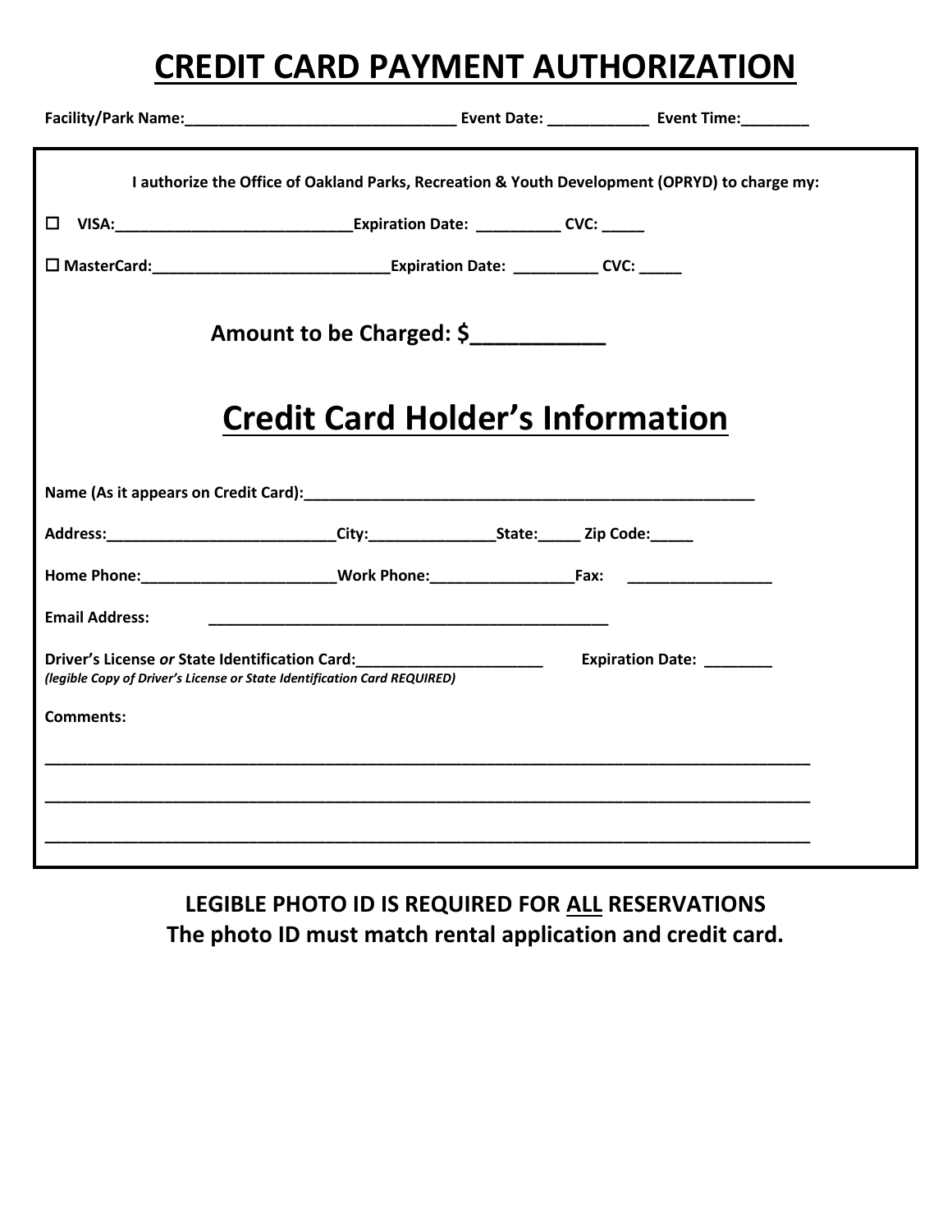# CREDIT CARD PAYMENT AUTHORIZATION

**Facility/Park Name:_______________________________ Event Date: ___________ Event Time:________**

**I authorize the Office of Oakland Parks, Recreation & Youth Development (OPRYD) to charge my:**

☐ **VISA:___________________________Expiration Date: __________ CVC: _____**

☐ **MasterCard:___________________________Expiration Date: __________ CVC: _____**

**Amount to be Charged: $__________**

## Credit Card Holder's Information

**Name (As it appears on Credit Card):_____________________________________________________**

**Address:___________________________City:_______________State:_____ Zip Code:_____**

**Home Phone:_______________________Work Phone:________________Fax: ________________**

**Email Address: _______________________________________________**

**Driver's License *or* State Identification Card:_____________________ Expiration Date: ________**
***(legible Copy of Driver's License or State Identification Card REQUIRED)***

**Comments:**

_____________________________________________________________________________________

_____________________________________________________________________________________

_____________________________________________________________________________________

**LEGIBLE PHOTO ID IS REQUIRED FOR ALL RESERVATIONS**
**The photo ID must match rental application and credit card.**